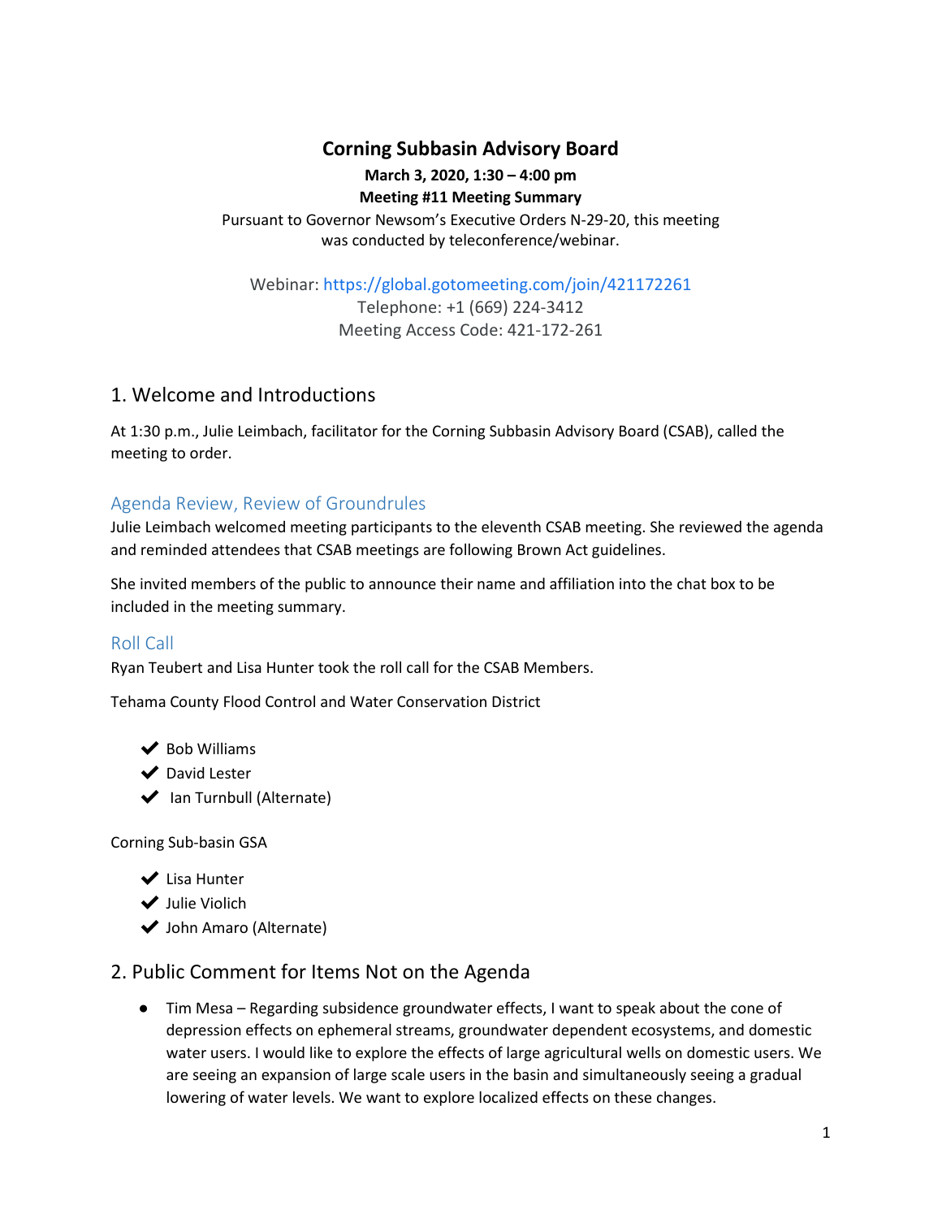# Corning Subbasin Advisory Board

**March 3, 2020, 1:30 – 4:00 pm**

**Meeting #11 Meeting Summary**

Pursuant to Governor Newsom's Executive Orders N-29-20, this meeting was conducted by teleconference/webinar.

Webinar: https://global.gotomeeting.com/join/421172261
Telephone: +1 (669) 224-3412
Meeting Access Code: 421-172-261

## 1. Welcome and Introductions

At 1:30 p.m., Julie Leimbach, facilitator for the Corning Subbasin Advisory Board (CSAB), called the meeting to order.

### Agenda Review, Review of Groundrules

Julie Leimbach welcomed meeting participants to the eleventh CSAB meeting. She reviewed the agenda and reminded attendees that CSAB meetings are following Brown Act guidelines.

She invited members of the public to announce their name and affiliation into the chat box to be included in the meeting summary.

### Roll Call

Ryan Teubert and Lisa Hunter took the roll call for the CSAB Members.

Tehama County Flood Control and Water Conservation District

- ✔ Bob Williams
- ✔ David Lester
- ✔ Ian Turnbull (Alternate)

Corning Sub-basin GSA

- ✔ Lisa Hunter
- ✔ Julie Violich
- ✔ John Amaro (Alternate)

## 2. Public Comment for Items Not on the Agenda

- Tim Mesa – Regarding subsidence groundwater effects, I want to speak about the cone of depression effects on ephemeral streams, groundwater dependent ecosystems, and domestic water users. I would like to explore the effects of large agricultural wells on domestic users. We are seeing an expansion of large scale users in the basin and simultaneously seeing a gradual lowering of water levels. We want to explore localized effects on these changes.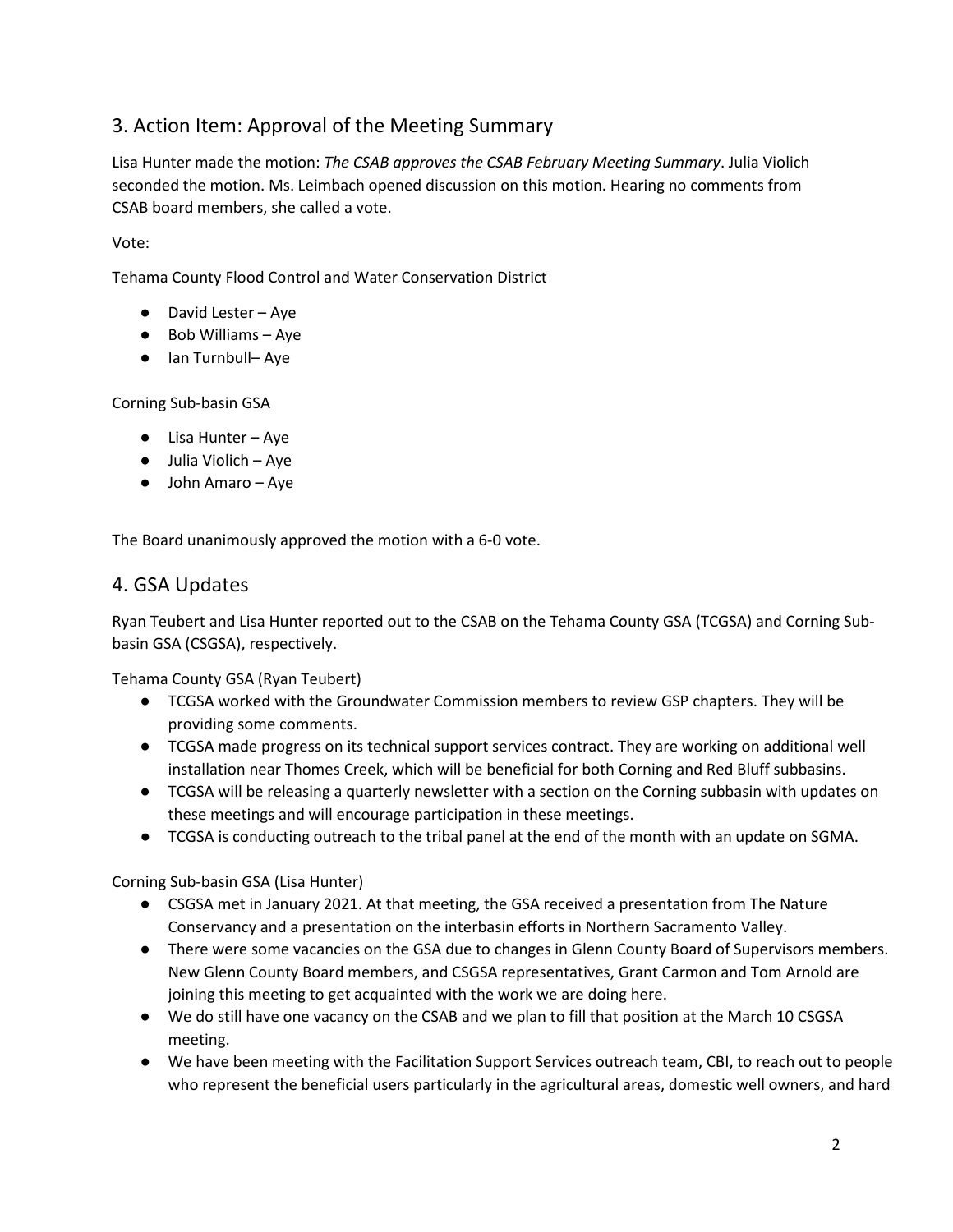## 3. Action Item: Approval of the Meeting Summary

Lisa Hunter made the motion: *The CSAB approves the CSAB February Meeting Summary*. Julia Violich seconded the motion. Ms. Leimbach opened discussion on this motion. Hearing no comments from CSAB board members, she called a vote.

Vote:

Tehama County Flood Control and Water Conservation District

- David Lester – Aye
- Bob Williams – Aye
- Ian Turnbull– Aye

Corning Sub-basin GSA

- Lisa Hunter – Aye
- Julia Violich – Aye
- John Amaro – Aye

The Board unanimously approved the motion with a 6-0 vote.

## 4. GSA Updates

Ryan Teubert and Lisa Hunter reported out to the CSAB on the Tehama County GSA (TCGSA) and Corning Sub-basin GSA (CSGSA), respectively.

Tehama County GSA (Ryan Teubert)

- TCGSA worked with the Groundwater Commission members to review GSP chapters. They will be providing some comments.
- TCGSA made progress on its technical support services contract. They are working on additional well installation near Thomes Creek, which will be beneficial for both Corning and Red Bluff subbasins.
- TCGSA will be releasing a quarterly newsletter with a section on the Corning subbasin with updates on these meetings and will encourage participation in these meetings.
- TCGSA is conducting outreach to the tribal panel at the end of the month with an update on SGMA.

Corning Sub-basin GSA (Lisa Hunter)

- CSGSA met in January 2021. At that meeting, the GSA received a presentation from The Nature Conservancy and a presentation on the interbasin efforts in Northern Sacramento Valley.
- There were some vacancies on the GSA due to changes in Glenn County Board of Supervisors members. New Glenn County Board members, and CSGSA representatives, Grant Carmon and Tom Arnold are joining this meeting to get acquainted with the work we are doing here.
- We do still have one vacancy on the CSAB and we plan to fill that position at the March 10 CSGSA meeting.
- We have been meeting with the Facilitation Support Services outreach team, CBI, to reach out to people who represent the beneficial users particularly in the agricultural areas, domestic well owners, and hard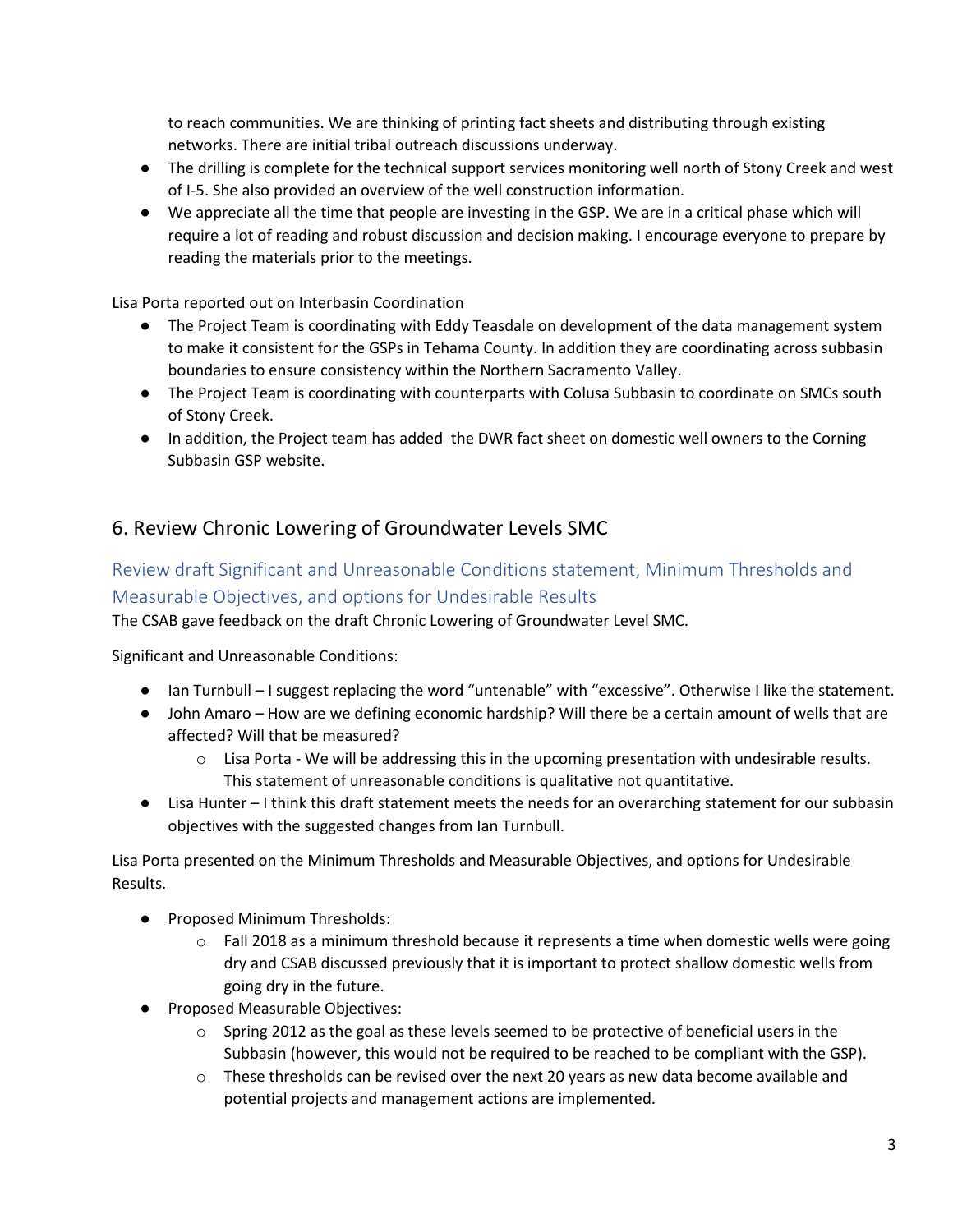to reach communities. We are thinking of printing fact sheets and distributing through existing networks. There are initial tribal outreach discussions underway.

- The drilling is complete for the technical support services monitoring well north of Stony Creek and west of I-5. She also provided an overview of the well construction information.
- We appreciate all the time that people are investing in the GSP. We are in a critical phase which will require a lot of reading and robust discussion and decision making. I encourage everyone to prepare by reading the materials prior to the meetings.

Lisa Porta reported out on Interbasin Coordination

- The Project Team is coordinating with Eddy Teasdale on development of the data management system to make it consistent for the GSPs in Tehama County. In addition they are coordinating across subbasin boundaries to ensure consistency within the Northern Sacramento Valley.
- The Project Team is coordinating with counterparts with Colusa Subbasin to coordinate on SMCs south of Stony Creek.
- In addition, the Project team has added the DWR fact sheet on domestic well owners to the Corning Subbasin GSP website.

## 6. Review Chronic Lowering of Groundwater Levels SMC

### Review draft Significant and Unreasonable Conditions statement, Minimum Thresholds and Measurable Objectives, and options for Undesirable Results

The CSAB gave feedback on the draft Chronic Lowering of Groundwater Level SMC.

Significant and Unreasonable Conditions:

- Ian Turnbull – I suggest replacing the word "untenable" with "excessive". Otherwise I like the statement.
- John Amaro – How are we defining economic hardship? Will there be a certain amount of wells that are affected? Will that be measured?
  - Lisa Porta - We will be addressing this in the upcoming presentation with undesirable results. This statement of unreasonable conditions is qualitative not quantitative.
- Lisa Hunter – I think this draft statement meets the needs for an overarching statement for our subbasin objectives with the suggested changes from Ian Turnbull.

Lisa Porta presented on the Minimum Thresholds and Measurable Objectives, and options for Undesirable Results.

- Proposed Minimum Thresholds:
  - Fall 2018 as a minimum threshold because it represents a time when domestic wells were going dry and CSAB discussed previously that it is important to protect shallow domestic wells from going dry in the future.
- Proposed Measurable Objectives:
  - Spring 2012 as the goal as these levels seemed to be protective of beneficial users in the Subbasin (however, this would not be required to be reached to be compliant with the GSP).
  - These thresholds can be revised over the next 20 years as new data become available and potential projects and management actions are implemented.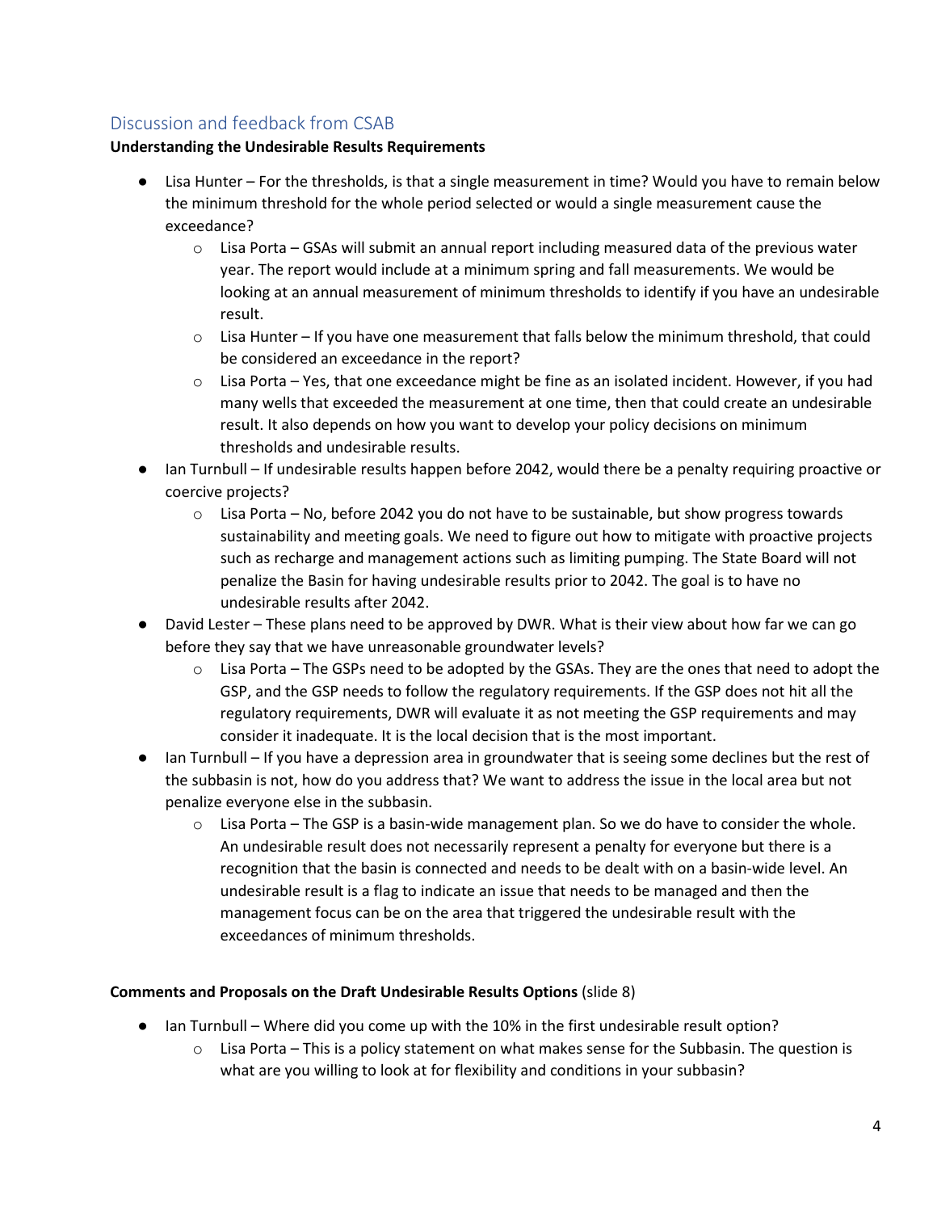## Discussion and feedback from CSAB

**Understanding the Undesirable Results Requirements**

- Lisa Hunter – For the thresholds, is that a single measurement in time? Would you have to remain below the minimum threshold for the whole period selected or would a single measurement cause the exceedance?
  - Lisa Porta – GSAs will submit an annual report including measured data of the previous water year. The report would include at a minimum spring and fall measurements. We would be looking at an annual measurement of minimum thresholds to identify if you have an undesirable result.
  - Lisa Hunter – If you have one measurement that falls below the minimum threshold, that could be considered an exceedance in the report?
  - Lisa Porta – Yes, that one exceedance might be fine as an isolated incident. However, if you had many wells that exceeded the measurement at one time, then that could create an undesirable result. It also depends on how you want to develop your policy decisions on minimum thresholds and undesirable results.
- Ian Turnbull – If undesirable results happen before 2042, would there be a penalty requiring proactive or coercive projects?
  - Lisa Porta – No, before 2042 you do not have to be sustainable, but show progress towards sustainability and meeting goals. We need to figure out how to mitigate with proactive projects such as recharge and management actions such as limiting pumping. The State Board will not penalize the Basin for having undesirable results prior to 2042. The goal is to have no undesirable results after 2042.
- David Lester – These plans need to be approved by DWR. What is their view about how far we can go before they say that we have unreasonable groundwater levels?
  - Lisa Porta – The GSPs need to be adopted by the GSAs. They are the ones that need to adopt the GSP, and the GSP needs to follow the regulatory requirements. If the GSP does not hit all the regulatory requirements, DWR will evaluate it as not meeting the GSP requirements and may consider it inadequate. It is the local decision that is the most important.
- Ian Turnbull – If you have a depression area in groundwater that is seeing some declines but the rest of the subbasin is not, how do you address that? We want to address the issue in the local area but not penalize everyone else in the subbasin.
  - Lisa Porta – The GSP is a basin-wide management plan. So we do have to consider the whole. An undesirable result does not necessarily represent a penalty for everyone but there is a recognition that the basin is connected and needs to be dealt with on a basin-wide level. An undesirable result is a flag to indicate an issue that needs to be managed and then the management focus can be on the area that triggered the undesirable result with the exceedances of minimum thresholds.

**Comments and Proposals on the Draft Undesirable Results Options** (slide 8)

- Ian Turnbull – Where did you come up with the 10% in the first undesirable result option?
  - Lisa Porta – This is a policy statement on what makes sense for the Subbasin. The question is what are you willing to look at for flexibility and conditions in your subbasin?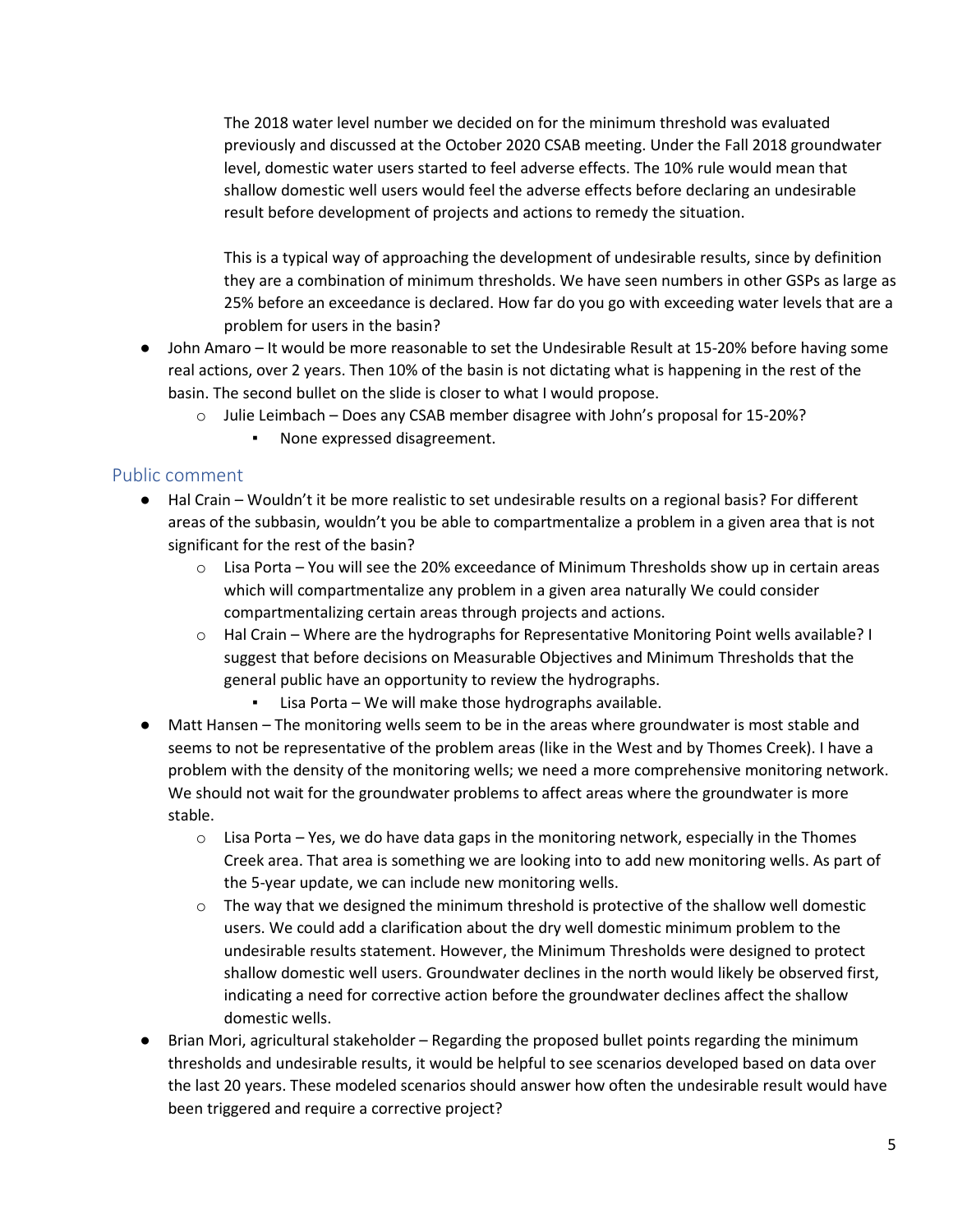The 2018 water level number we decided on for the minimum threshold was evaluated previously and discussed at the October 2020 CSAB meeting. Under the Fall 2018 groundwater level, domestic water users started to feel adverse effects. The 10% rule would mean that shallow domestic well users would feel the adverse effects before declaring an undesirable result before development of projects and actions to remedy the situation.

This is a typical way of approaching the development of undesirable results, since by definition they are a combination of minimum thresholds. We have seen numbers in other GSPs as large as 25% before an exceedance is declared. How far do you go with exceeding water levels that are a problem for users in the basin?

- John Amaro – It would be more reasonable to set the Undesirable Result at 15-20% before having some real actions, over 2 years. Then 10% of the basin is not dictating what is happening in the rest of the basin. The second bullet on the slide is closer to what I would propose.
  - Julie Leimbach – Does any CSAB member disagree with John's proposal for 15-20%?
    - None expressed disagreement.

## Public comment

- Hal Crain – Wouldn't it be more realistic to set undesirable results on a regional basis? For different areas of the subbasin, wouldn't you be able to compartmentalize a problem in a given area that is not significant for the rest of the basin?
  - Lisa Porta – You will see the 20% exceedance of Minimum Thresholds show up in certain areas which will compartmentalize any problem in a given area naturally We could consider compartmentalizing certain areas through projects and actions.
  - Hal Crain – Where are the hydrographs for Representative Monitoring Point wells available? I suggest that before decisions on Measurable Objectives and Minimum Thresholds that the general public have an opportunity to review the hydrographs.
    - Lisa Porta – We will make those hydrographs available.
- Matt Hansen – The monitoring wells seem to be in the areas where groundwater is most stable and seems to not be representative of the problem areas (like in the West and by Thomes Creek). I have a problem with the density of the monitoring wells; we need a more comprehensive monitoring network. We should not wait for the groundwater problems to affect areas where the groundwater is more stable.
  - Lisa Porta – Yes, we do have data gaps in the monitoring network, especially in the Thomes Creek area. That area is something we are looking into to add new monitoring wells. As part of the 5-year update, we can include new monitoring wells.
  - The way that we designed the minimum threshold is protective of the shallow well domestic users. We could add a clarification about the dry well domestic minimum problem to the undesirable results statement. However, the Minimum Thresholds were designed to protect shallow domestic well users. Groundwater declines in the north would likely be observed first, indicating a need for corrective action before the groundwater declines affect the shallow domestic wells.
- Brian Mori, agricultural stakeholder – Regarding the proposed bullet points regarding the minimum thresholds and undesirable results, it would be helpful to see scenarios developed based on data over the last 20 years. These modeled scenarios should answer how often the undesirable result would have been triggered and require a corrective project?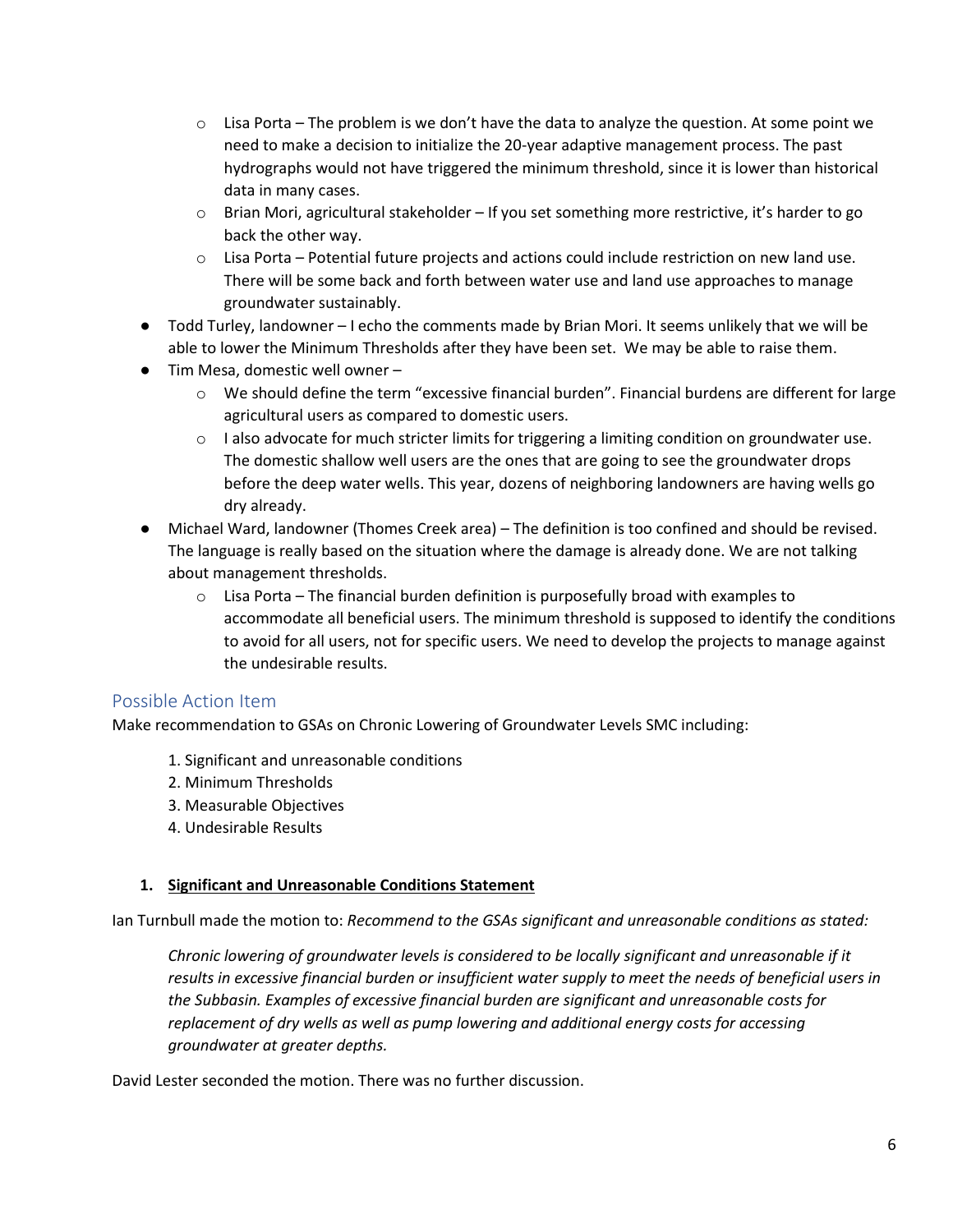- Lisa Porta – The problem is we don't have the data to analyze the question. At some point we need to make a decision to initialize the 20-year adaptive management process. The past hydrographs would not have triggered the minimum threshold, since it is lower than historical data in many cases.
    - Brian Mori, agricultural stakeholder – If you set something more restrictive, it's harder to go back the other way.
    - Lisa Porta – Potential future projects and actions could include restriction on new land use. There will be some back and forth between water use and land use approaches to manage groundwater sustainably.
- Todd Turley, landowner – I echo the comments made by Brian Mori. It seems unlikely that we will be able to lower the Minimum Thresholds after they have been set. We may be able to raise them.
- Tim Mesa, domestic well owner –
    - We should define the term "excessive financial burden". Financial burdens are different for large agricultural users as compared to domestic users.
    - I also advocate for much stricter limits for triggering a limiting condition on groundwater use. The domestic shallow well users are the ones that are going to see the groundwater drops before the deep water wells. This year, dozens of neighboring landowners are having wells go dry already.
- Michael Ward, landowner (Thomes Creek area) – The definition is too confined and should be revised. The language is really based on the situation where the damage is already done. We are not talking about management thresholds.
    - Lisa Porta – The financial burden definition is purposefully broad with examples to accommodate all beneficial users. The minimum threshold is supposed to identify the conditions to avoid for all users, not for specific users. We need to develop the projects to manage against the undesirable results.

## Possible Action Item

Make recommendation to GSAs on Chronic Lowering of Groundwater Levels SMC including:

1. Significant and unreasonable conditions
2. Minimum Thresholds
3. Measurable Objectives
4. Undesirable Results

### 1. Significant and Unreasonable Conditions Statement

Ian Turnbull made the motion to: *Recommend to the GSAs significant and unreasonable conditions as stated:*

> *Chronic lowering of groundwater levels is considered to be locally significant and unreasonable if it results in excessive financial burden or insufficient water supply to meet the needs of beneficial users in the Subbasin. Examples of excessive financial burden are significant and unreasonable costs for replacement of dry wells as well as pump lowering and additional energy costs for accessing groundwater at greater depths.*

David Lester seconded the motion. There was no further discussion.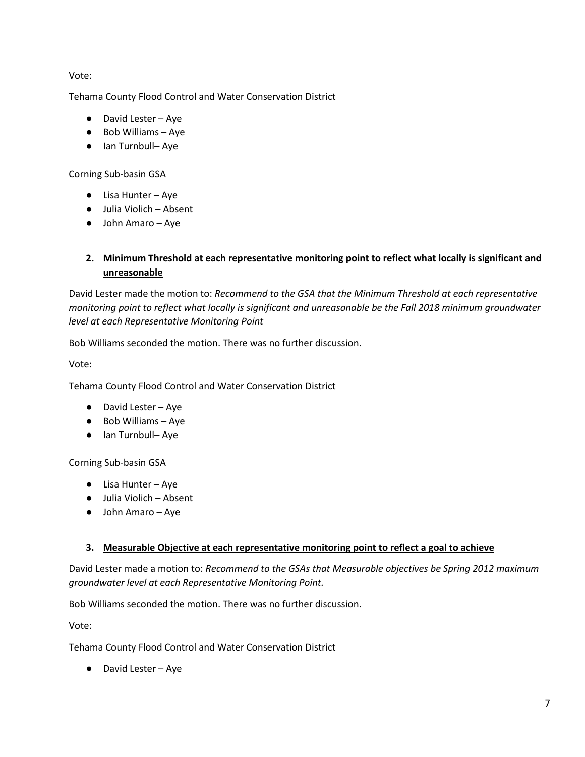Vote:

Tehama County Flood Control and Water Conservation District

- David Lester – Aye
- Bob Williams – Aye
- Ian Turnbull– Aye

Corning Sub-basin GSA

- Lisa Hunter – Aye
- Julia Violich – Absent
- John Amaro – Aye

2. **Minimum Threshold at each representative monitoring point to reflect what locally is significant and unreasonable**

David Lester made the motion to: *Recommend to the GSA that the Minimum Threshold at each representative monitoring point to reflect what locally is significant and unreasonable be the Fall 2018 minimum groundwater level at each Representative Monitoring Point*

Bob Williams seconded the motion. There was no further discussion.

Vote:

Tehama County Flood Control and Water Conservation District

- David Lester – Aye
- Bob Williams – Aye
- Ian Turnbull– Aye

Corning Sub-basin GSA

- Lisa Hunter – Aye
- Julia Violich – Absent
- John Amaro – Aye

3. **Measurable Objective at each representative monitoring point to reflect a goal to achieve**

David Lester made a motion to: *Recommend to the GSAs that Measurable objectives be Spring 2012 maximum groundwater level at each Representative Monitoring Point.*

Bob Williams seconded the motion. There was no further discussion.

Vote:

Tehama County Flood Control and Water Conservation District

- David Lester – Aye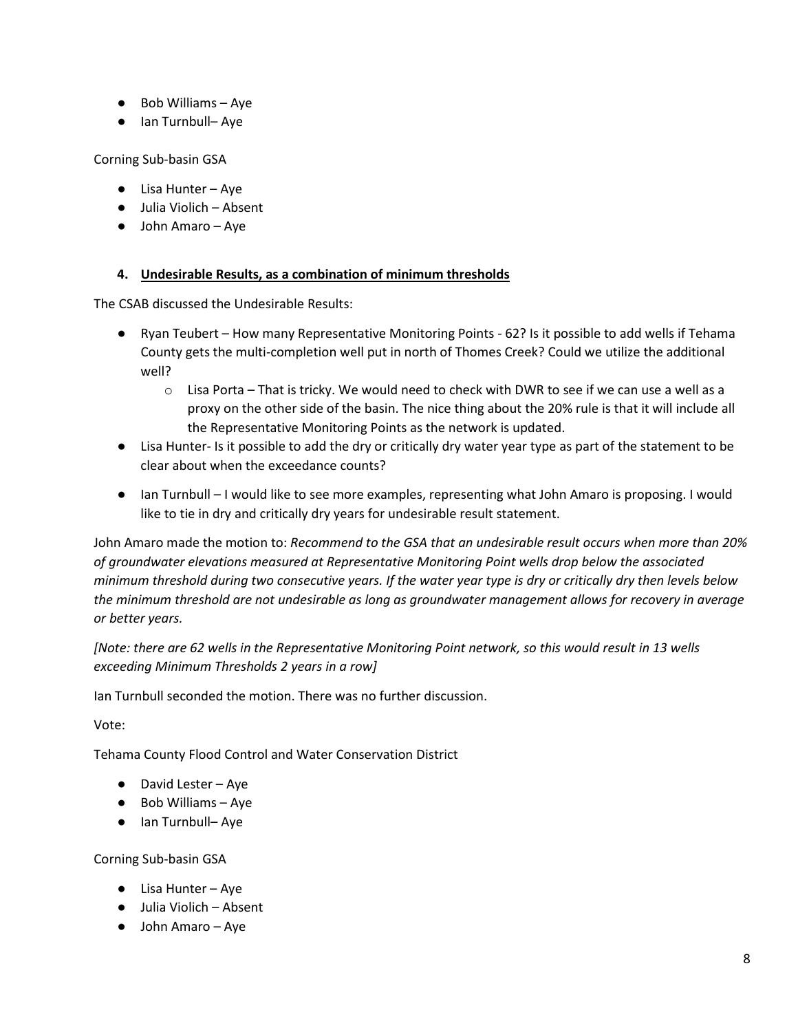- Bob Williams – Aye
- Ian Turnbull– Aye

Corning Sub-basin GSA

- Lisa Hunter – Aye
- Julia Violich – Absent
- John Amaro – Aye

### 4. Undesirable Results, as a combination of minimum thresholds

The CSAB discussed the Undesirable Results:

- Ryan Teubert – How many Representative Monitoring Points - 62? Is it possible to add wells if Tehama County gets the multi-completion well put in north of Thomes Creek? Could we utilize the additional well?
    - Lisa Porta – That is tricky. We would need to check with DWR to see if we can use a well as a proxy on the other side of the basin. The nice thing about the 20% rule is that it will include all the Representative Monitoring Points as the network is updated.
- Lisa Hunter- Is it possible to add the dry or critically dry water year type as part of the statement to be clear about when the exceedance counts?
- Ian Turnbull – I would like to see more examples, representing what John Amaro is proposing. I would like to tie in dry and critically dry years for undesirable result statement.

John Amaro made the motion to: *Recommend to the GSA that an undesirable result occurs when more than 20% of groundwater elevations measured at Representative Monitoring Point wells drop below the associated minimum threshold during two consecutive years. If the water year type is dry or critically dry then levels below the minimum threshold are not undesirable as long as groundwater management allows for recovery in average or better years.*

*[Note: there are 62 wells in the Representative Monitoring Point network, so this would result in 13 wells exceeding Minimum Thresholds 2 years in a row]*

Ian Turnbull seconded the motion. There was no further discussion.

Vote:

Tehama County Flood Control and Water Conservation District

- David Lester – Aye
- Bob Williams – Aye
- Ian Turnbull– Aye

Corning Sub-basin GSA

- Lisa Hunter – Aye
- Julia Violich – Absent
- John Amaro – Aye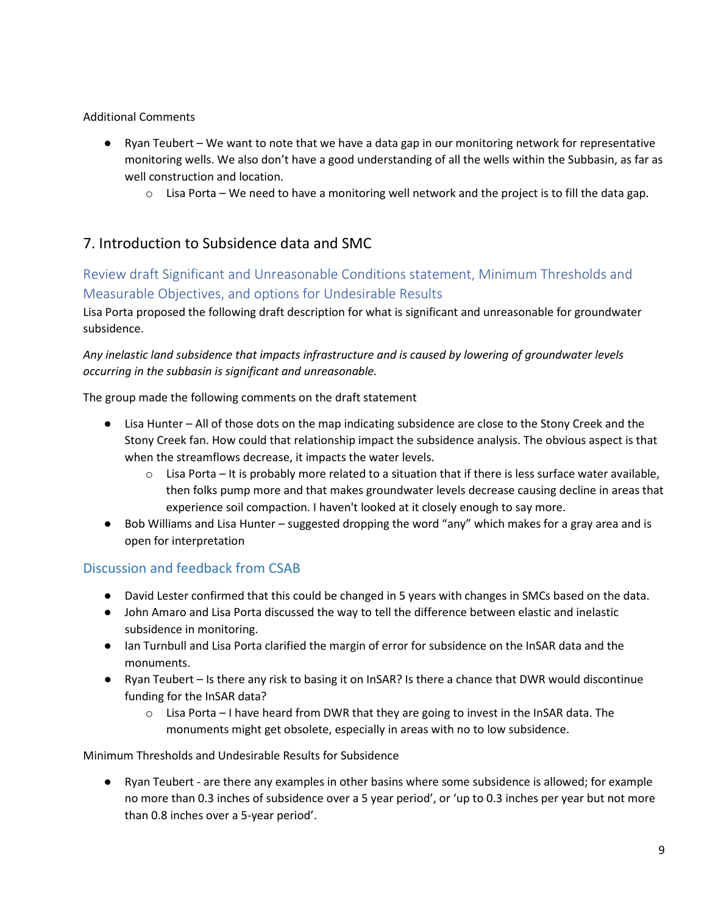Additional Comments

- Ryan Teubert – We want to note that we have a data gap in our monitoring network for representative monitoring wells. We also don't have a good understanding of all the wells within the Subbasin, as far as well construction and location.
    - Lisa Porta – We need to have a monitoring well network and the project is to fill the data gap.

## 7. Introduction to Subsidence data and SMC

### Review draft Significant and Unreasonable Conditions statement, Minimum Thresholds and Measurable Objectives, and options for Undesirable Results

Lisa Porta proposed the following draft description for what is significant and unreasonable for groundwater subsidence.

*Any inelastic land subsidence that impacts infrastructure and is caused by lowering of groundwater levels occurring in the subbasin is significant and unreasonable.*

The group made the following comments on the draft statement

- Lisa Hunter – All of those dots on the map indicating subsidence are close to the Stony Creek and the Stony Creek fan. How could that relationship impact the subsidence analysis. The obvious aspect is that when the streamflows decrease, it impacts the water levels.
    - Lisa Porta – It is probably more related to a situation that if there is less surface water available, then folks pump more and that makes groundwater levels decrease causing decline in areas that experience soil compaction. I haven't looked at it closely enough to say more.
- Bob Williams and Lisa Hunter – suggested dropping the word "any" which makes for a gray area and is open for interpretation

### Discussion and feedback from CSAB

- David Lester confirmed that this could be changed in 5 years with changes in SMCs based on the data.
- John Amaro and Lisa Porta discussed the way to tell the difference between elastic and inelastic subsidence in monitoring.
- Ian Turnbull and Lisa Porta clarified the margin of error for subsidence on the InSAR data and the monuments.
- Ryan Teubert – Is there any risk to basing it on InSAR? Is there a chance that DWR would discontinue funding for the InSAR data?
    - Lisa Porta – I have heard from DWR that they are going to invest in the InSAR data. The monuments might get obsolete, especially in areas with no to low subsidence.

Minimum Thresholds and Undesirable Results for Subsidence

- Ryan Teubert - are there any examples in other basins where some subsidence is allowed; for example no more than 0.3 inches of subsidence over a 5 year period', or 'up to 0.3 inches per year but not more than 0.8 inches over a 5-year period'.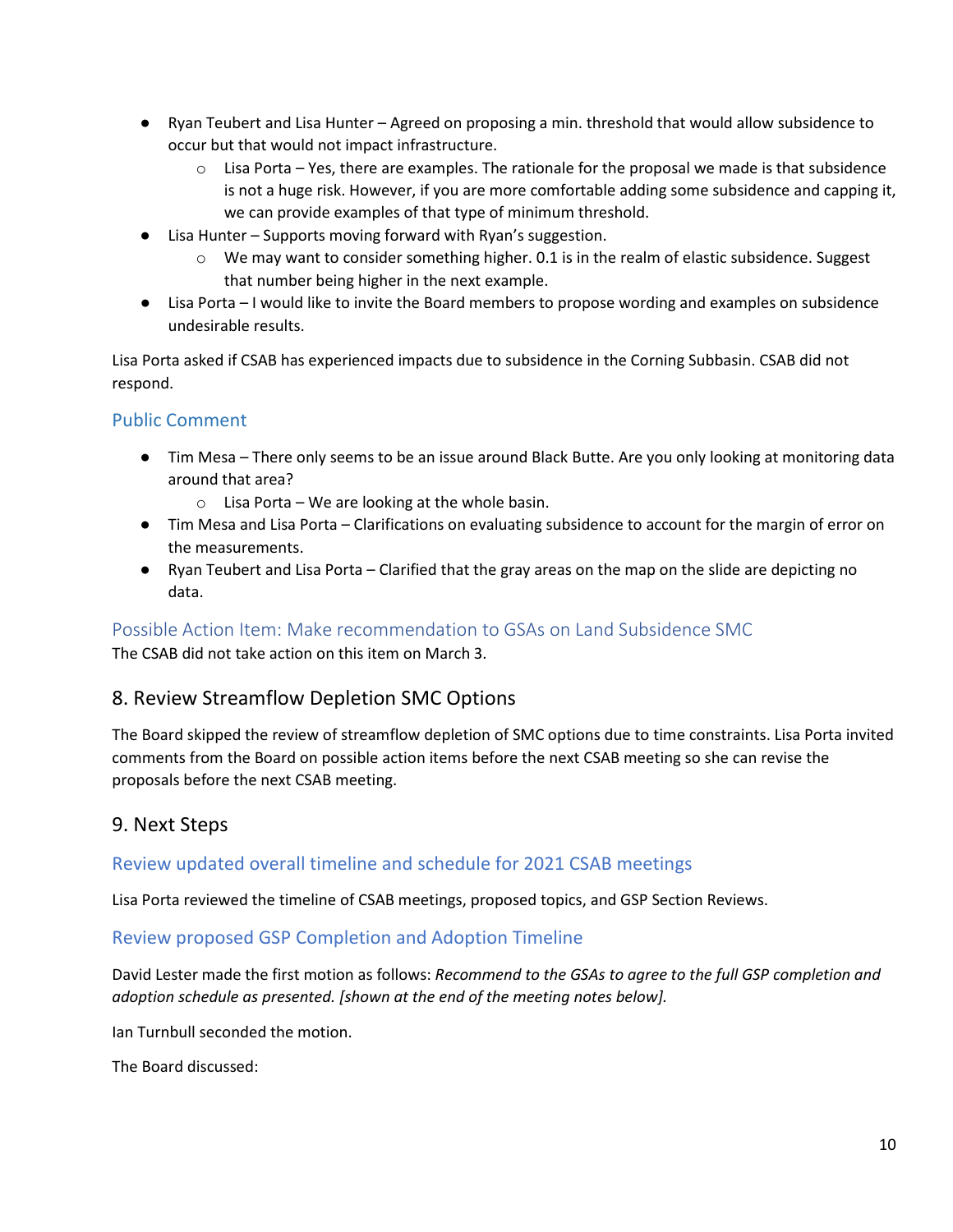- Ryan Teubert and Lisa Hunter – Agreed on proposing a min. threshold that would allow subsidence to occur but that would not impact infrastructure.
  - Lisa Porta – Yes, there are examples. The rationale for the proposal we made is that subsidence is not a huge risk. However, if you are more comfortable adding some subsidence and capping it, we can provide examples of that type of minimum threshold.
- Lisa Hunter – Supports moving forward with Ryan's suggestion.
  - We may want to consider something higher. 0.1 is in the realm of elastic subsidence. Suggest that number being higher in the next example.
- Lisa Porta – I would like to invite the Board members to propose wording and examples on subsidence undesirable results.

Lisa Porta asked if CSAB has experienced impacts due to subsidence in the Corning Subbasin. CSAB did not respond.

### Public Comment

- Tim Mesa – There only seems to be an issue around Black Butte. Are you only looking at monitoring data around that area?
  - Lisa Porta – We are looking at the whole basin.
- Tim Mesa and Lisa Porta – Clarifications on evaluating subsidence to account for the margin of error on the measurements.
- Ryan Teubert and Lisa Porta – Clarified that the gray areas on the map on the slide are depicting no data.

### Possible Action Item: Make recommendation to GSAs on Land Subsidence SMC

The CSAB did not take action on this item on March 3.

## 8. Review Streamflow Depletion SMC Options

The Board skipped the review of streamflow depletion of SMC options due to time constraints. Lisa Porta invited comments from the Board on possible action items before the next CSAB meeting so she can revise the proposals before the next CSAB meeting.

## 9. Next Steps

### Review updated overall timeline and schedule for 2021 CSAB meetings

Lisa Porta reviewed the timeline of CSAB meetings, proposed topics, and GSP Section Reviews.

### Review proposed GSP Completion and Adoption Timeline

David Lester made the first motion as follows: *Recommend to the GSAs to agree to the full GSP completion and adoption schedule as presented. [shown at the end of the meeting notes below].*

Ian Turnbull seconded the motion.

The Board discussed: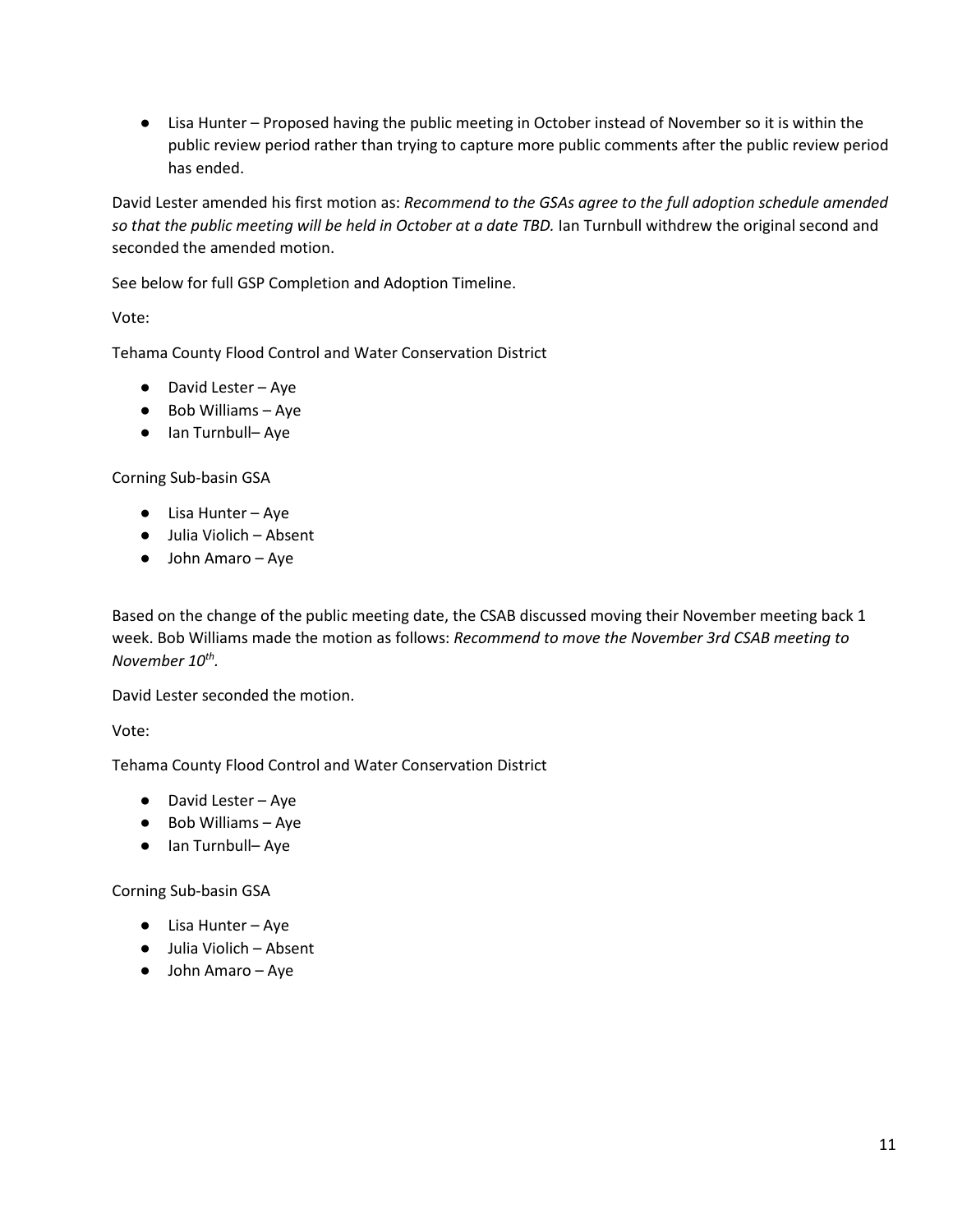- Lisa Hunter – Proposed having the public meeting in October instead of November so it is within the public review period rather than trying to capture more public comments after the public review period has ended.

David Lester amended his first motion as: *Recommend to the GSAs agree to the full adoption schedule amended so that the public meeting will be held in October at a date TBD.* Ian Turnbull withdrew the original second and seconded the amended motion.

See below for full GSP Completion and Adoption Timeline.

Vote:

Tehama County Flood Control and Water Conservation District

- David Lester – Aye
- Bob Williams – Aye
- Ian Turnbull– Aye

Corning Sub-basin GSA

- Lisa Hunter – Aye
- Julia Violich – Absent
- John Amaro – Aye

Based on the change of the public meeting date, the CSAB discussed moving their November meeting back 1 week. Bob Williams made the motion as follows: *Recommend to move the November 3rd CSAB meeting to November 10th.*

David Lester seconded the motion.

Vote:

Tehama County Flood Control and Water Conservation District

- David Lester – Aye
- Bob Williams – Aye
- Ian Turnbull– Aye

Corning Sub-basin GSA

- Lisa Hunter – Aye
- Julia Violich – Absent
- John Amaro – Aye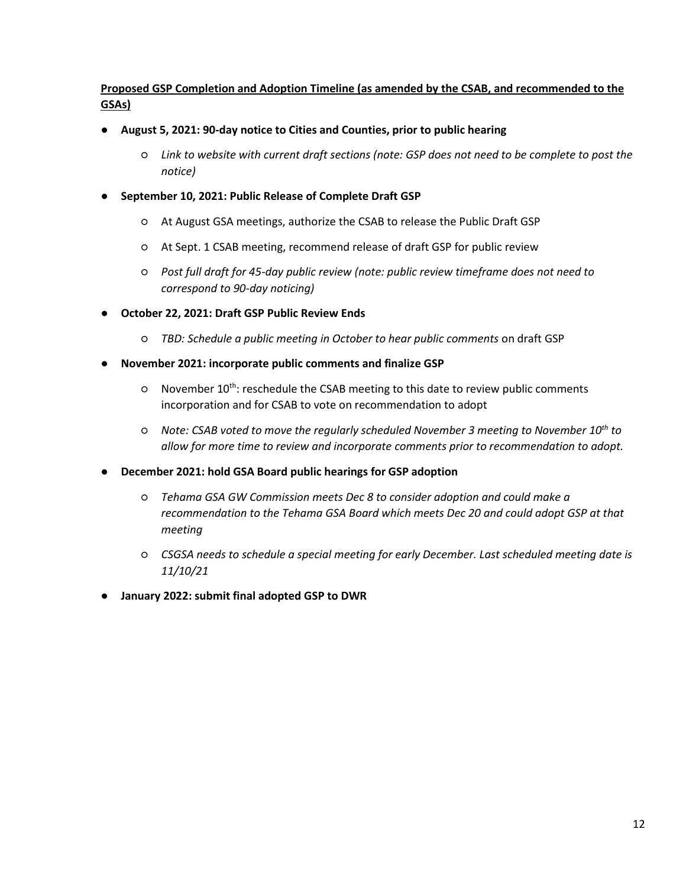**<u>Proposed GSP Completion and Adoption Timeline (as amended by the CSAB, and recommended to the GSAs)</u>**

- **August 5, 2021: 90-day notice to Cities and Counties, prior to public hearing**
    - *Link to website with current draft sections (note: GSP does not need to be complete to post the notice)*
- **September 10, 2021: Public Release of Complete Draft GSP**
    - At August GSA meetings, authorize the CSAB to release the Public Draft GSP
    - At Sept. 1 CSAB meeting, recommend release of draft GSP for public review
    - *Post full draft for 45-day public review (note: public review timeframe does not need to correspond to 90-day noticing)*
- **October 22, 2021: Draft GSP Public Review Ends**
    - *TBD: Schedule a public meeting in October to hear public comments* on draft GSP
- **November 2021: incorporate public comments and finalize GSP**
    - November 10th: reschedule the CSAB meeting to this date to review public comments incorporation and for CSAB to vote on recommendation to adopt
    - *Note: CSAB voted to move the regularly scheduled November 3 meeting to November 10th to allow for more time to review and incorporate comments prior to recommendation to adopt.*
- **December 2021: hold GSA Board public hearings for GSP adoption**
    - *Tehama GSA GW Commission meets Dec 8 to consider adoption and could make a recommendation to the Tehama GSA Board which meets Dec 20 and could adopt GSP at that meeting*
    - *CSGSA needs to schedule a special meeting for early December. Last scheduled meeting date is 11/10/21*
- **January 2022: submit final adopted GSP to DWR**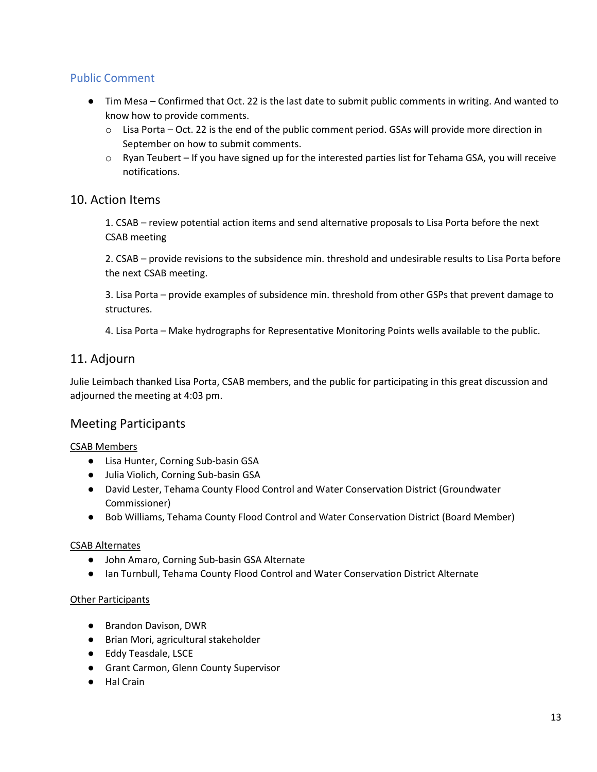### Public Comment

- Tim Mesa – Confirmed that Oct. 22 is the last date to submit public comments in writing. And wanted to know how to provide comments.
  - Lisa Porta – Oct. 22 is the end of the public comment period. GSAs will provide more direction in September on how to submit comments.
  - Ryan Teubert – If you have signed up for the interested parties list for Tehama GSA, you will receive notifications.

## 10. Action Items

1. CSAB – review potential action items and send alternative proposals to Lisa Porta before the next CSAB meeting

2. CSAB – provide revisions to the subsidence min. threshold and undesirable results to Lisa Porta before the next CSAB meeting.

3. Lisa Porta – provide examples of subsidence min. threshold from other GSPs that prevent damage to structures.

4. Lisa Porta – Make hydrographs for Representative Monitoring Points wells available to the public.

## 11. Adjourn

Julie Leimbach thanked Lisa Porta, CSAB members, and the public for participating in this great discussion and adjourned the meeting at 4:03 pm.

## Meeting Participants

CSAB Members

- Lisa Hunter, Corning Sub-basin GSA
- Julia Violich, Corning Sub-basin GSA
- David Lester, Tehama County Flood Control and Water Conservation District (Groundwater Commissioner)
- Bob Williams, Tehama County Flood Control and Water Conservation District (Board Member)

CSAB Alternates

- John Amaro, Corning Sub-basin GSA Alternate
- Ian Turnbull, Tehama County Flood Control and Water Conservation District Alternate

Other Participants

- Brandon Davison, DWR
- Brian Mori, agricultural stakeholder
- Eddy Teasdale, LSCE
- Grant Carmon, Glenn County Supervisor
- Hal Crain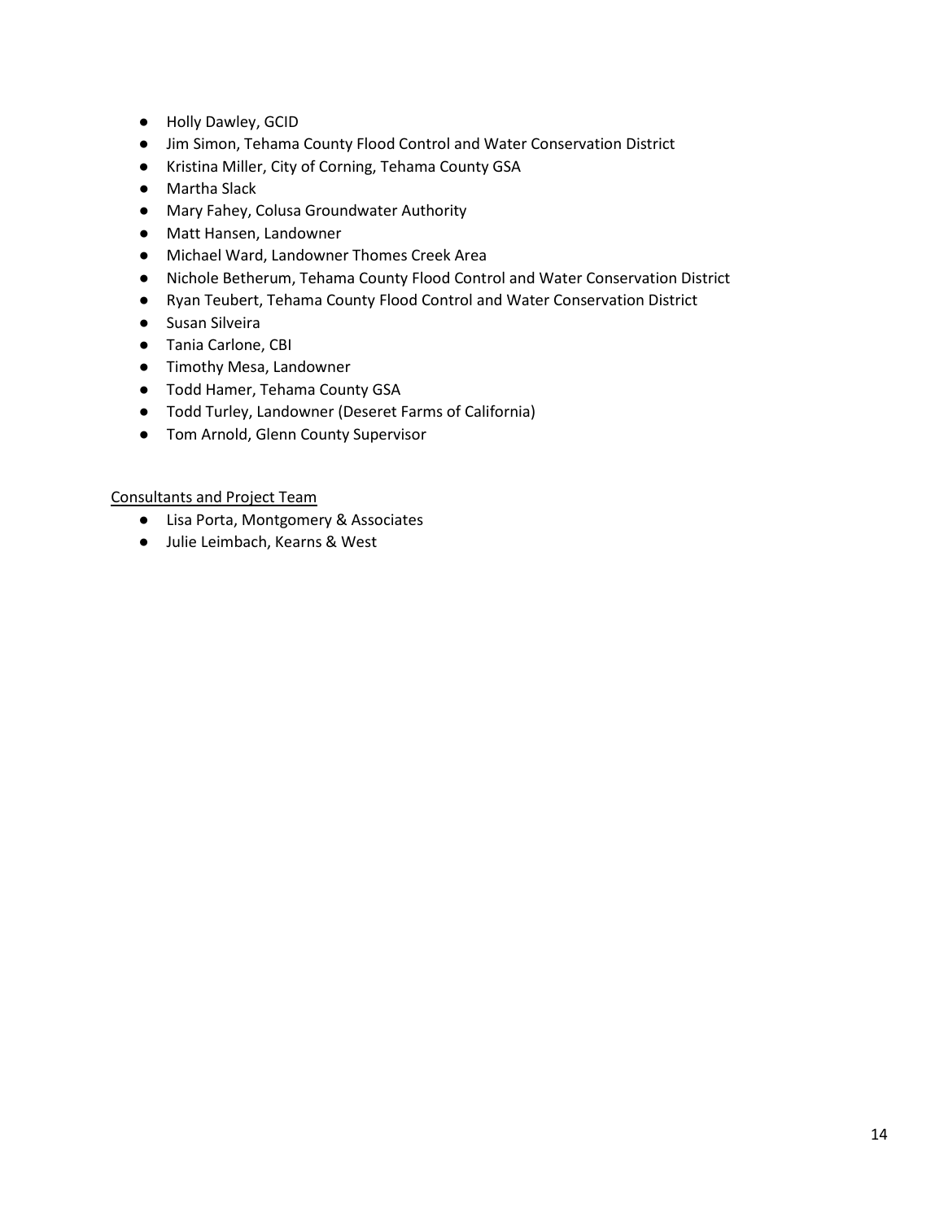- Holly Dawley, GCID
- Jim Simon, Tehama County Flood Control and Water Conservation District
- Kristina Miller, City of Corning, Tehama County GSA
- Martha Slack
- Mary Fahey, Colusa Groundwater Authority
- Matt Hansen, Landowner
- Michael Ward, Landowner Thomes Creek Area
- Nichole Betherum, Tehama County Flood Control and Water Conservation District
- Ryan Teubert, Tehama County Flood Control and Water Conservation District
- Susan Silveira
- Tania Carlone, CBI
- Timothy Mesa, Landowner
- Todd Hamer, Tehama County GSA
- Todd Turley, Landowner (Deseret Farms of California)
- Tom Arnold, Glenn County Supervisor

<u>Consultants and Project Team</u>

- Lisa Porta, Montgomery & Associates
- Julie Leimbach, Kearns & West